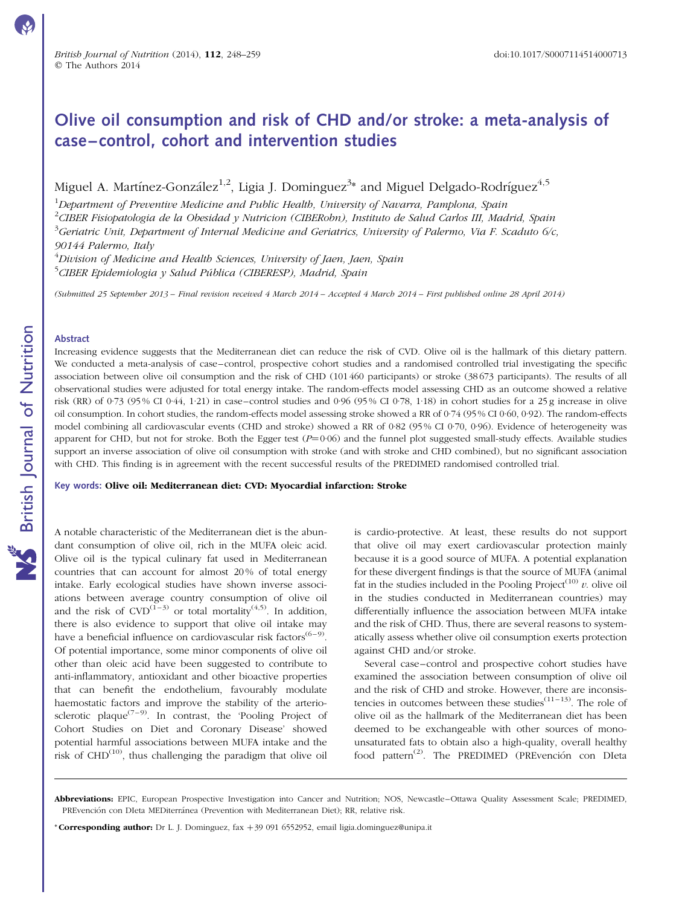# Olive oil consumption and risk of CHD and/or stroke: a meta-analysis of case–control, cohort and intervention studies

Miguel A. Martínez-González[1,2], Ligia J. Dominguez[3]* and Miguel Delgado-Rodríguez[4,5]

[1]Department of Preventive Medicine and Public Health, University of Navarra, Pamplona, Spain
[2]CIBER Fisiopatologia de la Obesidad y Nutricion (CIBERobn), Instituto de Salud Carlos III, Madrid, Spain
[3]Geriatric Unit, Department of Internal Medicine and Geriatrics, University of Palermo, Via F. Scaduto 6/c, 90144 Palermo, Italy
[4]Division of Medicine and Health Sciences, University of Jaen, Jaen, Spain
[5]CIBER Epidemiologia y Salud Pública (CIBERESP), Madrid, Spain

*(Submitted 25 September 2013 – Final revision received 4 March 2014 – Accepted 4 March 2014 – First published online 28 April 2014)*

## Abstract

Increasing evidence suggests that the Mediterranean diet can reduce the risk of CVD. Olive oil is the hallmark of this dietary pattern. We conducted a meta-analysis of case–control, prospective cohort studies and a randomised controlled trial investigating the specific association between olive oil consumption and the risk of CHD (101 460 participants) or stroke (38 673 participants). The results of all observational studies were adjusted for total energy intake. The random-effects model assessing CHD as an outcome showed a relative risk (RR) of 0·73 (95 % CI 0·44, 1·21) in case–control studies and 0·96 (95 % CI 0·78, 1·18) in cohort studies for a 25 g increase in olive oil consumption. In cohort studies, the random-effects model assessing stroke showed a RR of 0·74 (95 % CI 0·60, 0·92). The random-effects model combining all cardiovascular events (CHD and stroke) showed a RR of 0·82 (95 % CI 0·70, 0·96). Evidence of heterogeneity was apparent for CHD, but not for stroke. Both the Egger test ($P$=0·06) and the funnel plot suggested small-study effects. Available studies support an inverse association of olive oil consumption with stroke (and with stroke and CHD combined), but no significant association with CHD. This finding is in agreement with the recent successful results of the PREDIMED randomised controlled trial.

**Key words: Olive oil: Mediterranean diet: CVD: Myocardial infarction: Stroke**

A notable characteristic of the Mediterranean diet is the abundant consumption of olive oil, rich in the MUFA oleic acid. Olive oil is the typical culinary fat used in Mediterranean countries that can account for almost 20 % of total energy intake. Early ecological studies have shown inverse associations between average country consumption of olive oil and the risk of CVD[1–3] or total mortality[4,5]. In addition, there is also evidence to support that olive oil intake may have a beneficial influence on cardiovascular risk factors[6–9]. Of potential importance, some minor components of olive oil other than oleic acid have been suggested to contribute to anti-inflammatory, antioxidant and other bioactive properties that can benefit the endothelium, favourably modulate haemostatic factors and improve the stability of the arteriosclerotic plaque[7–9]. In contrast, the 'Pooling Project of Cohort Studies on Diet and Coronary Disease' showed potential harmful associations between MUFA intake and the risk of CHD[10], thus challenging the paradigm that olive oil is cardio-protective. At least, these results do not support that olive oil may exert cardiovascular protection mainly because it is a good source of MUFA. A potential explanation for these divergent findings is that the source of MUFA (animal fat in the studies included in the Pooling Project[10] *v.* olive oil in the studies conducted in Mediterranean countries) may differentially influence the association between MUFA intake and the risk of CHD. Thus, there are several reasons to systematically assess whether olive oil consumption exerts protection against CHD and/or stroke.

Several case–control and prospective cohort studies have examined the association between consumption of olive oil and the risk of CHD and stroke. However, there are inconsistencies in outcomes between these studies[11–13]. The role of olive oil as the hallmark of the Mediterranean diet has been deemed to be exchangeable with other sources of monounsaturated fats to obtain also a high-quality, overall healthy food pattern[2]. The PREDIMED (PREvención con DIeta

**Abbreviations:** EPIC, European Prospective Investigation into Cancer and Nutrition; NOS, Newcastle–Ottawa Quality Assessment Scale; PREDIMED, PREvención con DIeta MEDiterránea (Prevention with Mediterranean Diet); RR, relative risk.

***Corresponding author:** Dr L. J. Dominguez, fax +39 091 6552952, email ligia.dominguez@unipa.it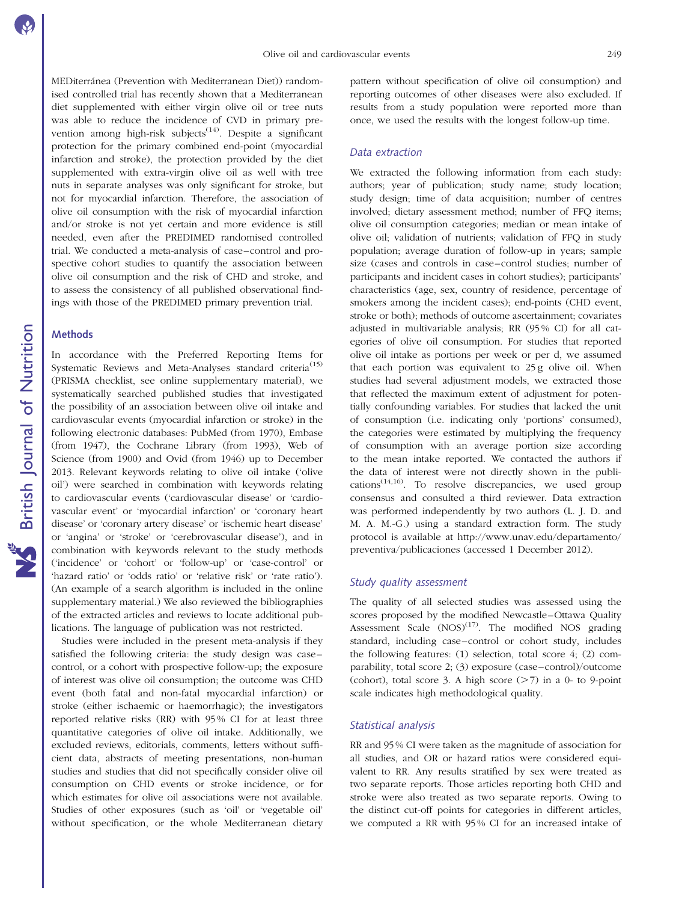MEDiterránea (Prevention with Mediterranean Diet)) randomised controlled trial has recently shown that a Mediterranean diet supplemented with either virgin olive oil or tree nuts was able to reduce the incidence of CVD in primary prevention among high-risk subjects[14]. Despite a significant protection for the primary combined end-point (myocardial infarction and stroke), the protection provided by the diet supplemented with extra-virgin olive oil as well with tree nuts in separate analyses was only significant for stroke, but not for myocardial infarction. Therefore, the association of olive oil consumption with the risk of myocardial infarction and/or stroke is not yet certain and more evidence is still needed, even after the PREDIMED randomised controlled trial. We conducted a meta-analysis of case–control and prospective cohort studies to quantify the association between olive oil consumption and the risk of CHD and stroke, and to assess the consistency of all published observational findings with those of the PREDIMED primary prevention trial.

## Methods

In accordance with the Preferred Reporting Items for Systematic Reviews and Meta-Analyses standard criteria[15] (PRISMA checklist, see online supplementary material), we systematically searched published studies that investigated the possibility of an association between olive oil intake and cardiovascular events (myocardial infarction or stroke) in the following electronic databases: PubMed (from 1970), Embase (from 1947), the Cochrane Library (from 1993), Web of Science (from 1900) and Ovid (from 1946) up to December 2013. Relevant keywords relating to olive oil intake ('olive oil') were searched in combination with keywords relating to cardiovascular events ('cardiovascular disease' or 'cardiovascular event' or 'myocardial infarction' or 'coronary heart disease' or 'coronary artery disease' or 'ischemic heart disease' or 'angina' or 'stroke' or 'cerebrovascular disease'), and in combination with keywords relevant to the study methods ('incidence' or 'cohort' or 'follow-up' or 'case-control' or 'hazard ratio' or 'odds ratio' or 'relative risk' or 'rate ratio'). (An example of a search algorithm is included in the online supplementary material.) We also reviewed the bibliographies of the extracted articles and reviews to locate additional publications. The language of publication was not restricted.

Studies were included in the present meta-analysis if they satisfied the following criteria: the study design was case–control, or a cohort with prospective follow-up; the exposure of interest was olive oil consumption; the outcome was CHD event (both fatal and non-fatal myocardial infarction) or stroke (either ischaemic or haemorrhagic); the investigators reported relative risks (RR) with 95 % CI for at least three quantitative categories of olive oil intake. Additionally, we excluded reviews, editorials, comments, letters without sufficient data, abstracts of meeting presentations, non-human studies and studies that did not specifically consider olive oil consumption on CHD events or stroke incidence, or for which estimates for olive oil associations were not available. Studies of other exposures (such as 'oil' or 'vegetable oil' without specification, or the whole Mediterranean dietary pattern without specification of olive oil consumption) and reporting outcomes of other diseases were also excluded. If results from a study population were reported more than once, we used the results with the longest follow-up time.

### Data extraction

We extracted the following information from each study: authors; year of publication; study name; study location; study design; time of data acquisition; number of centres involved; dietary assessment method; number of FFQ items; olive oil consumption categories; median or mean intake of olive oil; validation of nutrients; validation of FFQ in study population; average duration of follow-up in years; sample size (cases and controls in case–control studies; number of participants and incident cases in cohort studies); participants' characteristics (age, sex, country of residence, percentage of smokers among the incident cases); end-points (CHD event, stroke or both); methods of outcome ascertainment; covariates adjusted in multivariable analysis; RR (95 % CI) for all categories of olive oil consumption. For studies that reported olive oil intake as portions per week or per d, we assumed that each portion was equivalent to 25 g olive oil. When studies had several adjustment models, we extracted those that reflected the maximum extent of adjustment for potentially confounding variables. For studies that lacked the unit of consumption (i.e. indicating only 'portions' consumed), the categories were estimated by multiplying the frequency of consumption with an average portion size according to the mean intake reported. We contacted the authors if the data of interest were not directly shown in the publications[14,16]. To resolve discrepancies, we used group consensus and consulted a third reviewer. Data extraction was performed independently by two authors (L. J. D. and M. A. M.-G.) using a standard extraction form. The study protocol is available at http://www.unav.edu/departamento/preventiva/publicaciones (accessed 1 December 2012).

### Study quality assessment

The quality of all selected studies was assessed using the scores proposed by the modified Newcastle–Ottawa Quality Assessment Scale (NOS)[17]. The modified NOS grading standard, including case–control or cohort study, includes the following features: (1) selection, total score 4; (2) comparability, total score 2; (3) exposure (case–control)/outcome (cohort), total score 3. A high score (>7) in a 0- to 9-point scale indicates high methodological quality.

### Statistical analysis

RR and 95 % CI were taken as the magnitude of association for all studies, and OR or hazard ratios were considered equivalent to RR. Any results stratified by sex were treated as two separate reports. Those articles reporting both CHD and stroke were also treated as two separate reports. Owing to the distinct cut-off points for categories in different articles, we computed a RR with 95 % CI for an increased intake of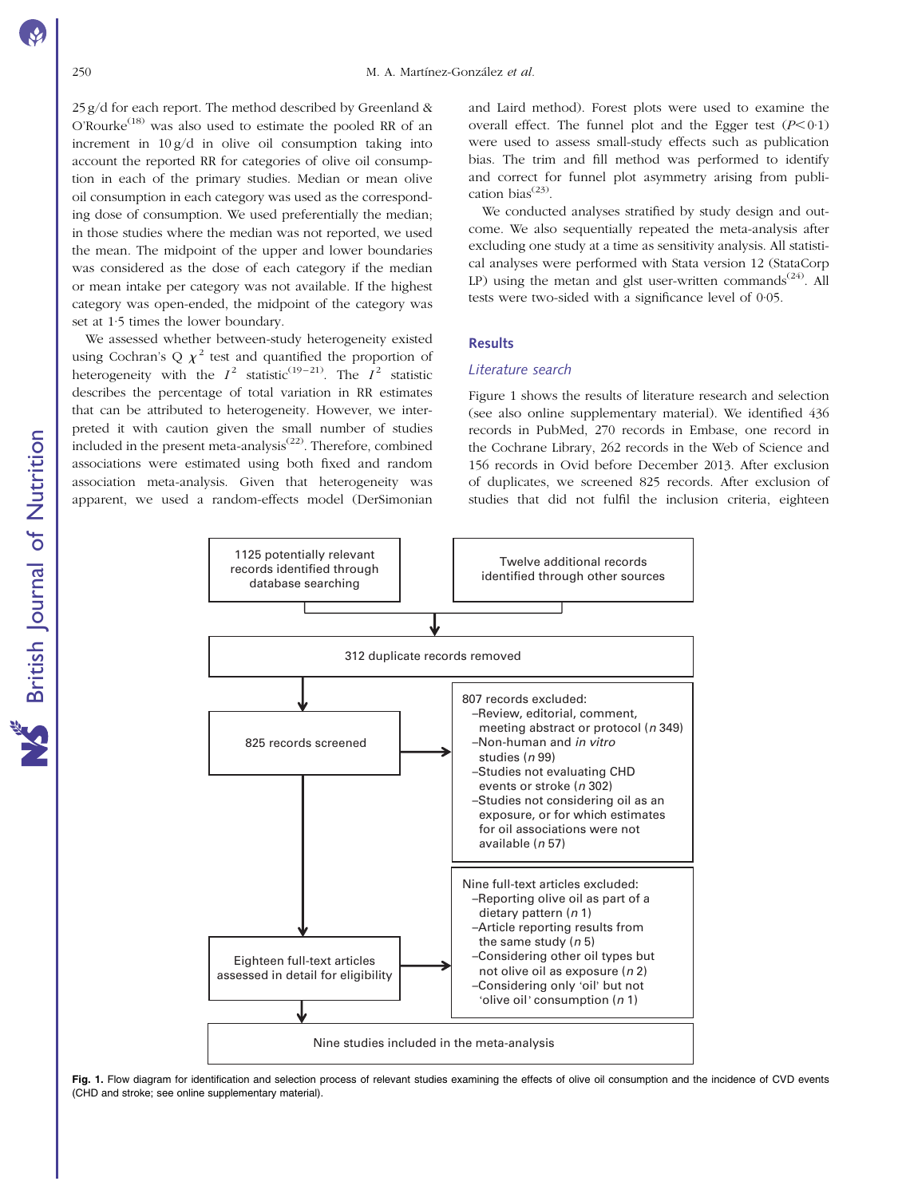25 g/d for each report. The method described by Greenland & O'Rourke[18] was also used to estimate the pooled RR of an increment in 10 g/d in olive oil consumption taking into account the reported RR for categories of olive oil consumption in each of the primary studies. Median or mean olive oil consumption in each category was used as the corresponding dose of consumption. We used preferentially the median; in those studies where the median was not reported, we used the mean. The midpoint of the upper and lower boundaries was considered as the dose of each category if the median or mean intake per category was not available. If the highest category was open-ended, the midpoint of the category was set at 1·5 times the lower boundary.

We assessed whether between-study heterogeneity existed using Cochran's Q $\chi^2$ test and quantified the proportion of heterogeneity with the $I^2$ statistic[19–21]. The $I^2$ statistic describes the percentage of total variation in RR estimates that can be attributed to heterogeneity. However, we interpreted it with caution given the small number of studies included in the present meta-analysis[22]. Therefore, combined associations were estimated using both fixed and random association meta-analysis. Given that heterogeneity was apparent, we used a random-effects model (DerSimonian and Laird method). Forest plots were used to examine the overall effect. The funnel plot and the Egger test ($P<0·1$) were used to assess small-study effects such as publication bias. The trim and fill method was performed to identify and correct for funnel plot asymmetry arising from publication bias[23].

We conducted analyses stratified by study design and outcome. We also sequentially repeated the meta-analysis after excluding one study at a time as sensitivity analysis. All statistical analyses were performed with Stata version 12 (StataCorp LP) using the metan and glst user-written commands[24]. All tests were two-sided with a significance level of 0·05.

## Results

### *Literature search*

Figure 1 shows the results of literature research and selection (see also online supplementary material). We identified 436 records in PubMed, 270 records in Embase, one record in the Cochrane Library, 262 records in the Web of Science and 156 records in Ovid before December 2013. After exclusion of duplicates, we screened 825 records. After exclusion of studies that did not fulfil the inclusion criteria, eighteen

1125 potentially relevant records identified through database searching

Twelve additional records identified through other sources

312 duplicate records removed

825 records screened

807 records excluded:
- Review, editorial, comment, meeting abstract or protocol (*n* 349)
- Non-human and *in vitro* studies (*n* 99)
- Studies not evaluating CHD events or stroke (*n* 302)
- Studies not considering oil as an exposure, or for which estimates for oil associations were not available (*n* 57)

Eighteen full-text articles assessed in detail for eligibility

Nine full-text articles excluded:
- Reporting olive oil as part of a dietary pattern (*n* 1)
- Article reporting results from the same study (*n* 5)
- Considering other oil types but not olive oil as exposure (*n* 2)
- Considering only 'oil' but not 'olive oil' consumption (*n* 1)

Nine studies included in the meta-analysis

**Fig. 1.** Flow diagram for identification and selection process of relevant studies examining the effects of olive oil consumption and the incidence of CVD events (CHD and stroke; see online supplementary material).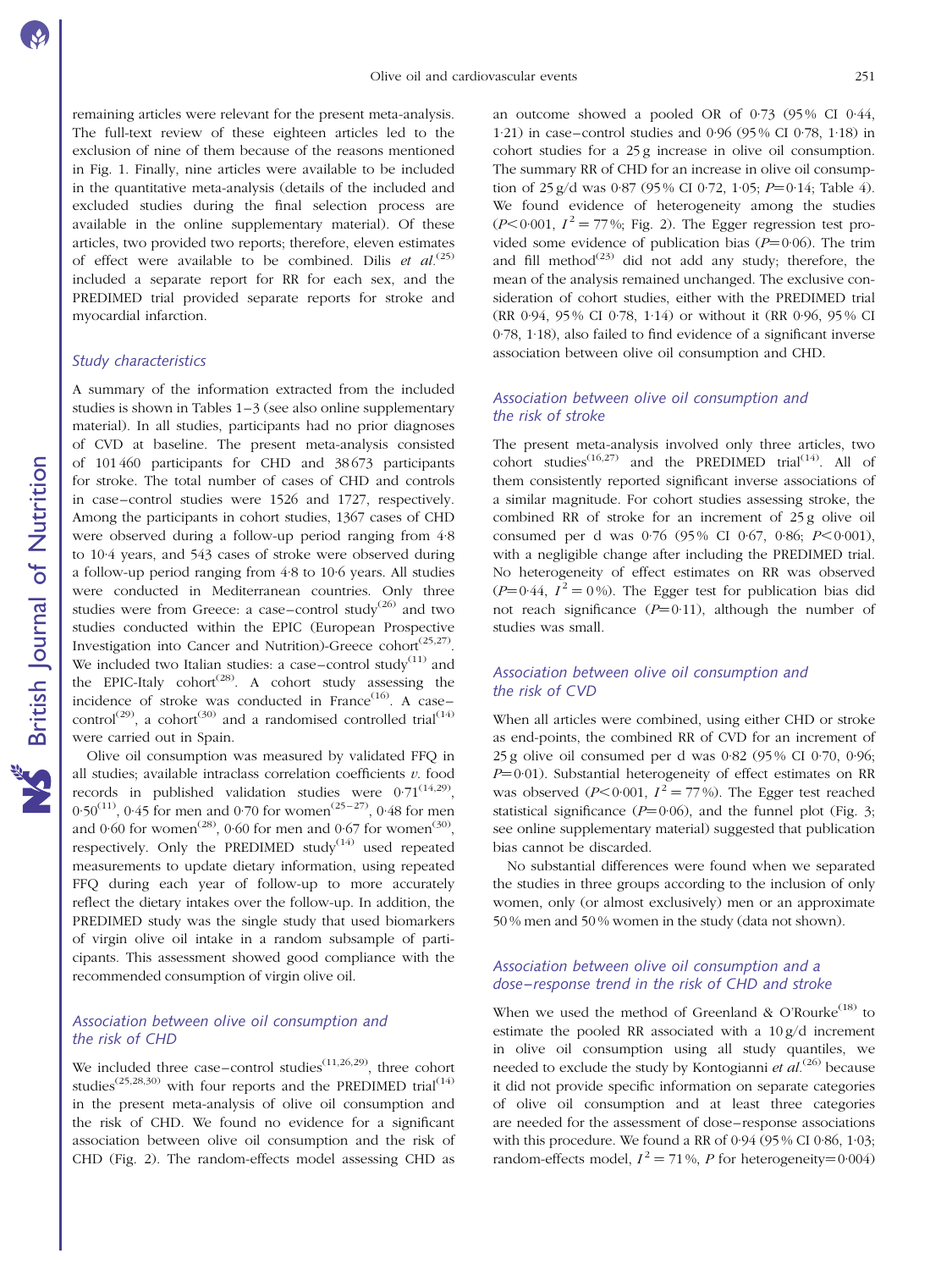remaining articles were relevant for the present meta-analysis. The full-text review of these eighteen articles led to the exclusion of nine of them because of the reasons mentioned in Fig. 1. Finally, nine articles were available to be included in the quantitative meta-analysis (details of the included and excluded studies during the final selection process are available in the online supplementary material). Of these articles, two provided two reports; therefore, eleven estimates of effect were available to be combined. Dilis *et al.*[25] included a separate report for RR for each sex, and the PREDIMED trial provided separate reports for stroke and myocardial infarction.

### Study characteristics

A summary of the information extracted from the included studies is shown in Tables 1–3 (see also online supplementary material). In all studies, participants had no prior diagnoses of CVD at baseline. The present meta-analysis consisted of 101 460 participants for CHD and 38 673 participants for stroke. The total number of cases of CHD and controls in case–control studies were 1526 and 1727, respectively. Among the participants in cohort studies, 1367 cases of CHD were observed during a follow-up period ranging from 4·8 to 10·4 years, and 543 cases of stroke were observed during a follow-up period ranging from 4·8 to 10·6 years. All studies were conducted in Mediterranean countries. Only three studies were from Greece: a case–control study[26] and two studies conducted within the EPIC (European Prospective Investigation into Cancer and Nutrition)-Greece cohort[25,27]. We included two Italian studies: a case–control study[11] and the EPIC-Italy cohort[28]. A cohort study assessing the incidence of stroke was conducted in France[16]. A case–control[29], a cohort[30] and a randomised controlled trial[14] were carried out in Spain.

Olive oil consumption was measured by validated FFQ in all studies; available intraclass correlation coefficients *v.* food records in published validation studies were 0·71[14,29], 0·50[11], 0·45 for men and 0·70 for women[25–27], 0·48 for men and 0·60 for women[28], 0·60 for men and 0·67 for women[30], respectively. Only the PREDIMED study[14] used repeated measurements to update dietary information, using repeated FFQ during each year of follow-up to more accurately reflect the dietary intakes over the follow-up. In addition, the PREDIMED study was the single study that used biomarkers of virgin olive oil intake in a random subsample of participants. This assessment showed good compliance with the recommended consumption of virgin olive oil.

### Association between olive oil consumption and the risk of CHD

We included three case–control studies[11,26,29], three cohort studies[25,28,30] with four reports and the PREDIMED trial[14] in the present meta-analysis of olive oil consumption and the risk of CHD. We found no evidence for a significant association between olive oil consumption and the risk of CHD (Fig. 2). The random-effects model assessing CHD as an outcome showed a pooled OR of 0·73 (95 % CI 0·44, 1·21) in case–control studies and 0·96 (95 % CI 0·78, 1·18) in cohort studies for a 25 g increase in olive oil consumption. The summary RR of CHD for an increase in olive oil consumption of 25 g/d was 0·87 (95 % CI 0·72, 1·05; $P$=0·14; Table 4). We found evidence of heterogeneity among the studies ($P$< 0·001, $I^2$ = 77 %; Fig. 2). The Egger regression test provided some evidence of publication bias ($P$=0·06). The trim and fill method[23] did not add any study; therefore, the mean of the analysis remained unchanged. The exclusive consideration of cohort studies, either with the PREDIMED trial (RR 0·94, 95 % CI 0·78, 1·14) or without it (RR 0·96, 95 % CI 0·78, 1·18), also failed to find evidence of a significant inverse association between olive oil consumption and CHD.

### Association between olive oil consumption and the risk of stroke

The present meta-analysis involved only three articles, two cohort studies[16,27] and the PREDIMED trial[14]. All of them consistently reported significant inverse associations of a similar magnitude. For cohort studies assessing stroke, the combined RR of stroke for an increment of 25 g olive oil consumed per d was 0·76 (95 % CI 0·67, 0·86; $P$< 0·001), with a negligible change after including the PREDIMED trial. No heterogeneity of effect estimates on RR was observed ($P$=0·44, $I^2$ = 0 %). The Egger test for publication bias did not reach significance ($P$=0·11), although the number of studies was small.

### Association between olive oil consumption and the risk of CVD

When all articles were combined, using either CHD or stroke as end-points, the combined RR of CVD for an increment of 25 g olive oil consumed per d was 0·82 (95 % CI 0·70, 0·96; $P$=0·01). Substantial heterogeneity of effect estimates on RR was observed ($P$< 0·001, $I^2$ = 77 %). The Egger test reached statistical significance ($P$=0·06), and the funnel plot (Fig. 3; see online supplementary material) suggested that publication bias cannot be discarded.

No substantial differences were found when we separated the studies in three groups according to the inclusion of only women, only (or almost exclusively) men or an approximate 50 % men and 50 % women in the study (data not shown).

### Association between olive oil consumption and a dose–response trend in the risk of CHD and stroke

When we used the method of Greenland & O'Rourke[18] to estimate the pooled RR associated with a 10 g/d increment in olive oil consumption using all study quantiles, we needed to exclude the study by Kontogianni *et al.*[26] because it did not provide specific information on separate categories of olive oil consumption and at least three categories are needed for the assessment of dose–response associations with this procedure. We found a RR of 0·94 (95 % CI 0·86, 1·03; random-effects model, $I^2$ = 71 %, $P$ for heterogeneity=0·004)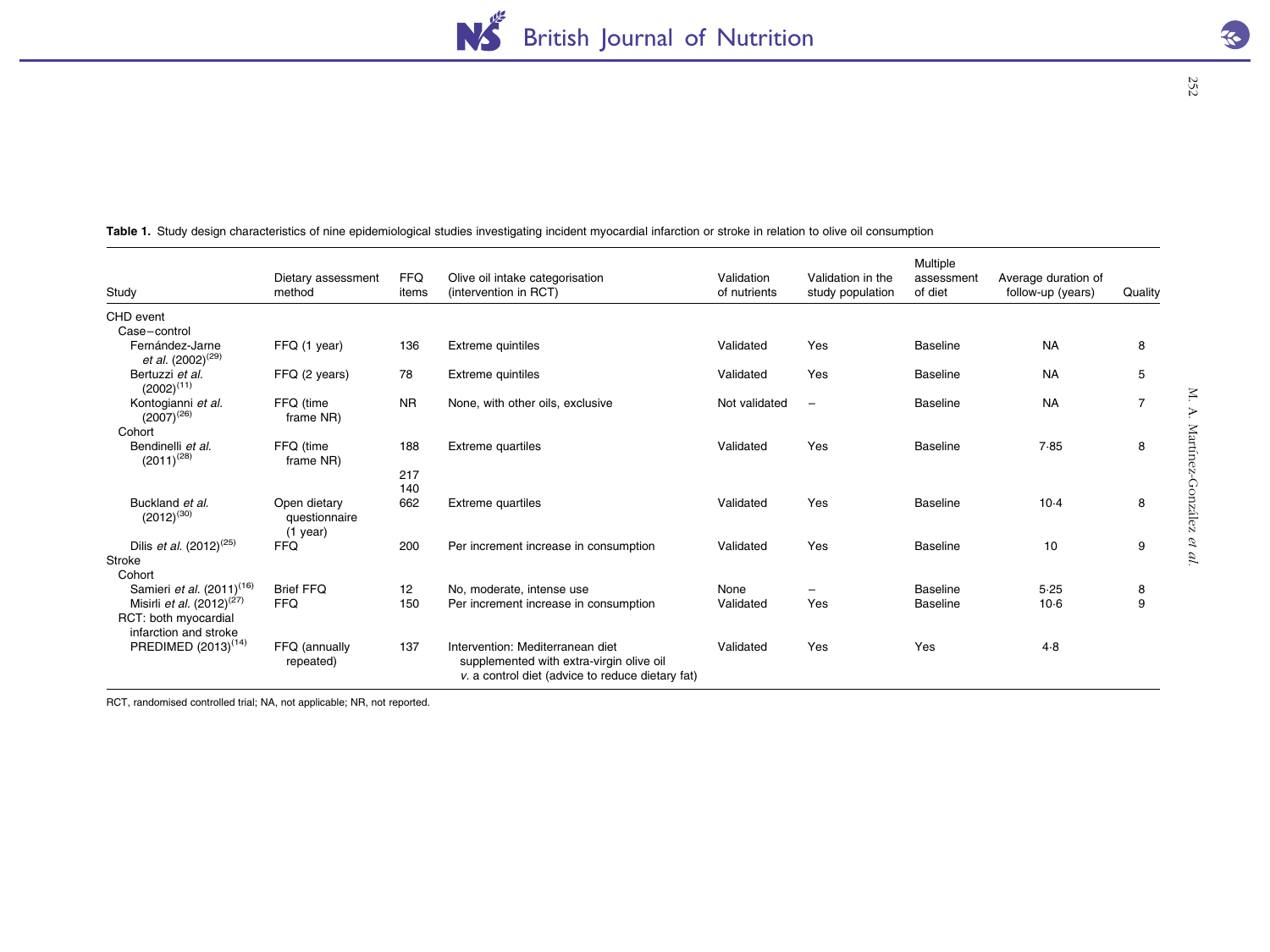**Table 1.** Study design characteristics of nine epidemiological studies investigating incident myocardial infarction or stroke in relation to olive oil consumption

| Study | Dietary assessment method | FFQ items | Olive oil intake categorisation (intervention in RCT) | Validation of nutrients | Validation in the study population | Multiple assessment of diet | Average duration of follow-up (years) | Quality |
|---|---|---|---|---|---|---|---|---|
| CHD event | | | | | | | | |
| Case–control | | | | | | | | |
| Fernández-Jarne *et al.* (2002)[29] | FFQ (1 year) | 136 | Extreme quintiles | Validated | Yes | Baseline | NA | 8 |
| Bertuzzi *et al.* (2002)[11] | FFQ (2 years) | 78 | Extreme quintiles | Validated | Yes | Baseline | NA | 5 |
| Kontogianni *et al.* (2007)[26] | FFQ (time frame NR) | NR | None, with other oils, exclusive | Not validated | – | Baseline | NA | 7 |
| Cohort | | | | | | | | |
| Bendinelli *et al.* (2011)[28] | FFQ (time frame NR) | 188 217 140 | Extreme quartiles | Validated | Yes | Baseline | 7·85 | 8 |
| Buckland *et al.* (2012)[30] | Open dietary questionnaire (1 year) | 662 | Extreme quartiles | Validated | Yes | Baseline | 10·4 | 8 |
| Dilis *et al.* (2012)[25] | FFQ | 200 | Per increment increase in consumption | Validated | Yes | Baseline | 10 | 9 |
| Stroke | | | | | | | | |
| Cohort | | | | | | | | |
| Samieri *et al.* (2011)[16] | Brief FFQ | 12 | No, moderate, intense use | None | – | Baseline | 5·25 | 8 |
| Misirli *et al.* (2012)[27] | FFQ | 150 | Per increment increase in consumption | Validated | Yes | Baseline | 10·6 | 9 |
| RCT: both myocardial infarction and stroke | | | | | | | | |
| PREDIMED (2013)[14] | FFQ (annually repeated) | 137 | Intervention: Mediterranean diet supplemented with extra-virgin olive oil *v.* a control diet (advice to reduce dietary fat) | Validated | Yes | Yes | 4·8 | |

RCT, randomised controlled trial; NA, not applicable; NR, not reported.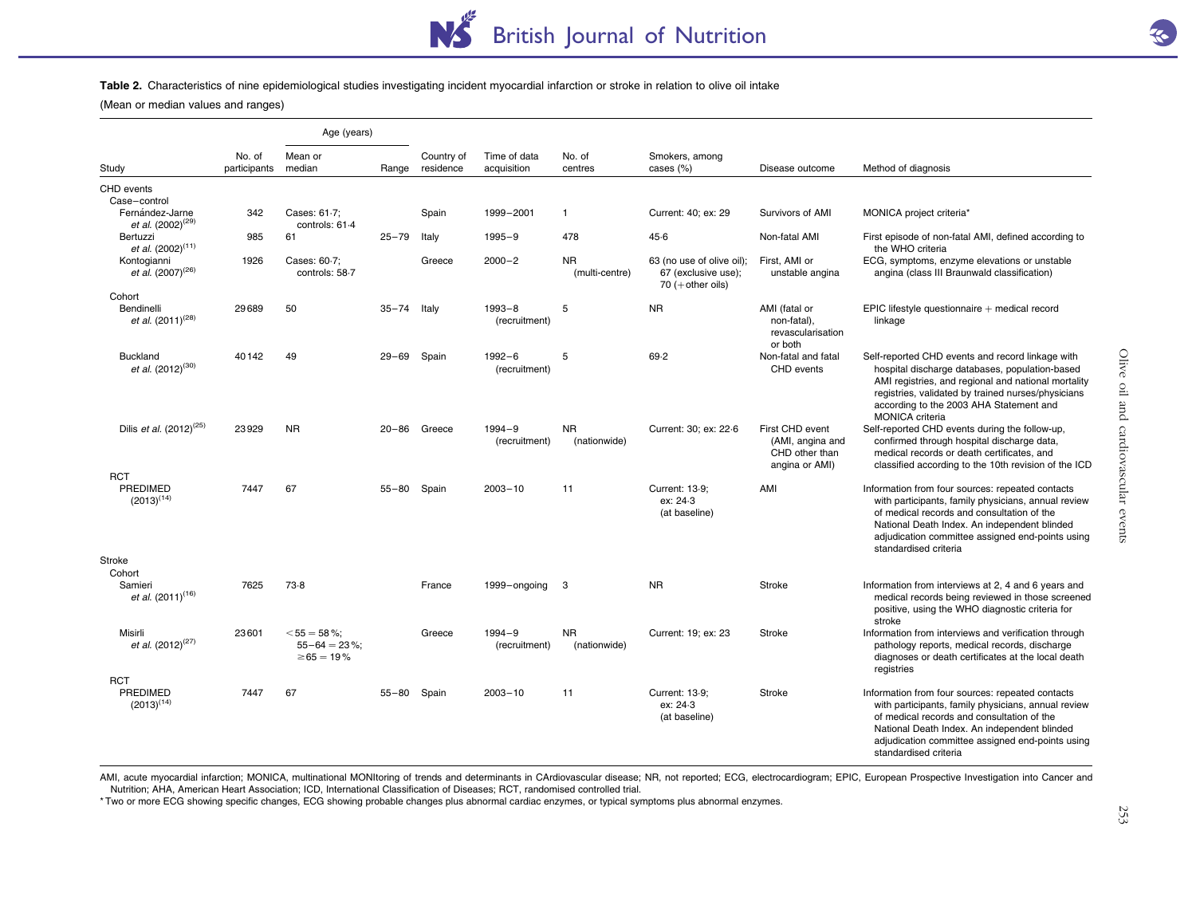**Table 2.** Characteristics of nine epidemiological studies investigating incident myocardial infarction or stroke in relation to olive oil intake

(Mean or median values and ranges)

| Study | No. of participants | Age (years) Mean or median | Age (years) Range | Country of residence | Time of data acquisition | No. of centres | Smokers, among cases (%) | Disease outcome | Method of diagnosis |
|---|---|---|---|---|---|---|---|---|---|
| CHD events | | | | | | | | | |
| Case–control | | | | | | | | | |
| Fernández-Jarne *et al.* (2002)[29] | 342 | Cases: 61·7; controls: 61·4 | | Spain | 1999–2001 | 1 | Current: 40; ex: 29 | Survivors of AMI | MONICA project criteria* |
| Bertuzzi *et al.* (2002)[11] | 985 | 61 | 25–79 | Italy | 1995–9 | 478 | 45·6 | Non-fatal AMI | First episode of non-fatal AMI, defined according to the WHO criteria |
| Kontogianni *et al.* (2007)[26] | 1926 | Cases: 60·7; controls: 58·7 | | Greece | 2000–2 | NR (multi-centre) | 63 (no use of olive oil); 67 (exclusive use); 70 (+other oils) | First, AMI or unstable angina | ECG, symptoms, enzyme elevations or unstable angina (class III Braunwald classification) |
| Cohort | | | | | | | | | |
| Bendinelli *et al.* (2011)[28] | 29689 | 50 | 35–74 | Italy | 1993–8 (recruitment) | 5 | NR | AMI (fatal or non-fatal), revascularisation or both | EPIC lifestyle questionnaire + medical record linkage |
| Buckland *et al.* (2012)[30] | 40142 | 49 | 29–69 | Spain | 1992–6 (recruitment) | 5 | 69·2 | Non-fatal and fatal CHD events | Self-reported CHD events and record linkage with hospital discharge databases, population-based AMI registries, and regional and national mortality registries, validated by trained nurses/physicians according to the 2003 AHA Statement and MONICA criteria |
| Dilis *et al.* (2012)[25] | 23929 | NR | 20–86 | Greece | 1994–9 (recruitment) | NR (nationwide) | Current: 30; ex: 22·6 | First CHD event (AMI, angina and CHD other than angina or AMI) | Self-reported CHD events during the follow-up, confirmed through hospital discharge data, medical records or death certificates, and classified according to the 10th revision of the ICD |
| RCT | | | | | | | | | |
| PREDIMED (2013)[14] | 7447 | 67 | 55–80 | Spain | 2003–10 | 11 | Current: 13·9; ex: 24·3 (at baseline) | AMI | Information from four sources: repeated contacts with participants, family physicians, annual review of medical records and consultation of the National Death Index. An independent blinded adjudication committee assigned end-points using standardised criteria |
| Stroke | | | | | | | | | |
| Cohort | | | | | | | | | |
| Samieri *et al.* (2011)[16] | 7625 | 73·8 | | France | 1999–ongoing | 3 | NR | Stroke | Information from interviews at 2, 4 and 6 years and medical records being reviewed in those screened positive, using the WHO diagnostic criteria for stroke |
| Misirli *et al.* (2012)[27] | 23601 | <55 = 58 %; 55–64 = 23 %; ≥65 = 19 % | | Greece | 1994–9 (recruitment) | NR (nationwide) | Current: 19; ex: 23 | Stroke | Information from interviews and verification through pathology reports, medical records, discharge diagnoses or death certificates at the local death registries |
| RCT | | | | | | | | | |
| PREDIMED (2013)[14] | 7447 | 67 | 55–80 | Spain | 2003–10 | 11 | Current: 13·9; ex: 24·3 (at baseline) | Stroke | Information from four sources: repeated contacts with participants, family physicians, annual review of medical records and consultation of the National Death Index. An independent blinded adjudication committee assigned end-points using standardised criteria |

AMI, acute myocardial infarction; MONICA, multinational MONItoring of trends and determinants in CArdiovascular disease; NR, not reported; ECG, electrocardiogram; EPIC, European Prospective Investigation into Cancer and Nutrition; AHA, American Heart Association; ICD, International Classification of Diseases; RCT, randomised controlled trial.

\* Two or more ECG showing specific changes, ECG showing probable changes plus abnormal cardiac enzymes, or typical symptoms plus abnormal enzymes.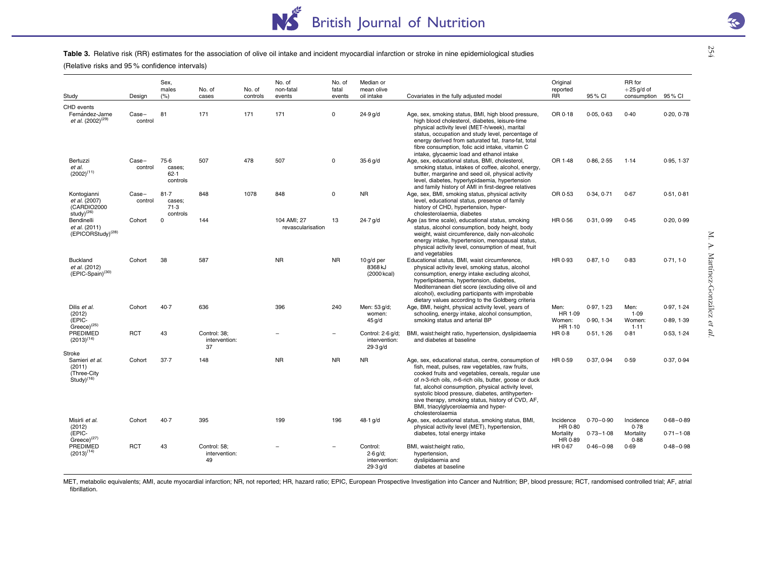**Table 3.** Relative risk (RR) estimates for the association of olive oil intake and incident myocardial infarction or stroke in nine epidemiological studies

(Relative risks and 95 % confidence intervals)

| Study | Design | Sex, males (%) | No. of cases | No. of controls | No. of non-fatal events | No. of fatal events | Median or mean olive oil intake | Covariates in the fully adjusted model | Original reported RR | 95 % CI | RR for +25 g/d of consumption | 95 % CI |
|---|---|---|---|---|---|---|---|---|---|---|---|---|
| CHD events | | | | | | | | | | | | |
| Fernández-Jarne *et al.* (2002)[29] | Case–control | 81 | 171 | 171 | 171 | 0 | 24·9 g/d | Age, sex, smoking status, BMI, high blood pressure, high blood cholesterol, diabetes, leisure-time physical activity level (MET-h/week), marital status, occupation and study level, percentage of energy derived from saturated fat, *trans*-fat, total fibre consumption, folic acid intake, vitamin C intake, glycaemic load and ethanol intake | OR 0·18 | 0·05, 0·63 | 0·40 | 0·20, 0·78 |
| Bertuzzi *et al.* (2002)[11] | Case–control | 75·6 cases; 62·1 controls | 507 | 478 | 507 | 0 | 35·6 g/d | Age, sex, educational status, BMI, cholesterol, smoking status, intakes of coffee, alcohol, energy, butter, margarine and seed oil, physical activity level, diabetes, hyperlipidaemia, hypertension and family history of AMI in first-degree relatives | OR 1·48 | 0·86, 2·55 | 1·14 | 0·95, 1·37 |
| Kontogianni *et al.* (2007) (CARDIO2000 study)[26] | Case–control | 81·7 cases; 71·3 controls | 848 | 1078 | 848 | 0 | NR | Age, sex, BMI, smoking status, physical activity level, educational status, presence of family history of CHD, hypertension, hyper-cholesterolaemia, diabetes | OR 0·53 | 0·34, 0·71 | 0·67 | 0·51, 0·81 |
| Bendinelli *et al.* (2011) (EPICORStudy)[28] | Cohort | 0 | 144 | | 104 AMI; 27 revascularisation | 13 | 24·7 g/d | Age (as time scale), educational status, smoking status, alcohol consumption, body height, body weight, waist circumference, daily non-alcoholic energy intake, hypertension, menopausal status, physical activity level, consumption of meat, fruit and vegetables | HR 0·56 | 0·31, 0·99 | 0·45 | 0·20, 0·99 |
| Buckland *et al.* (2012) (EPIC-Spain)[30] | Cohort | 38 | 587 | | NR | NR | 10 g/d per 8368 kJ (2000 kcal) | Educational status, BMI, waist circumference, physical activity level, smoking status, alcohol consumption, energy intake excluding alcohol, hyperlipidaemia, hypertension, diabetes, Mediterranean diet score (excluding olive oil and alcohol), excluding participants with improbable dietary values according to the Goldberg criteria | HR 0·93 | 0·87, 1·0 | 0·83 | 0·71, 1·0 |
| Dilis *et al.* (2012) (EPIC-Greece)[25] | Cohort | 40·7 | 636 | | 396 | 240 | Men: 53 g/d; women: 45 g/d | Age, BMI, height, physical activity level, years of schooling, energy intake, alcohol consumption, smoking status and arterial BP | Men: HR 1·09; Women: HR 1·10 | 0·97, 1·23; 0·90, 1·34 | Men: 1·09; Women: 1·11 | 0·97, 1·24; 0·89, 1·39 |
| PREDIMED (2013)[14] | RCT | 43 | Control: 38; intervention: 37 | | – | – | Control: 2·6 g/d; intervention: 29·3 g/d | BMI, waist:height ratio, hypertension, dyslipidaemia and diabetes at baseline | HR 0·8 | 0·51, 1·26 | 0·81 | 0·53, 1·24 |
| Stroke | | | | | | | | | | | | |
| Samieri *et al.* (2011) (Three-City Study)[16] | Cohort | 37·7 | 148 | | NR | NR | NR | Age, sex, educational status, centre, consumption of fish, meat, pulses, raw vegetables, raw fruits, cooked fruits and vegetables, cereals, regular use of *n*-3-rich oils, *n*-6-rich oils, butter, goose or duck fat, alcohol consumption, physical activity level, systolic blood pressure, diabetes, antihypertensive therapy, smoking status, history of CVD, AF, BMI, triacylglycerolaemia and hyper-cholesterolaemia | HR 0·59 | 0·37, 0·94 | 0·59 | 0·37, 0·94 |
| Misirli *et al.* (2012) (EPIC-Greece)[27] | Cohort | 40·7 | 395 | | 199 | 196 | 48·1 g/d | Age, sex, educational status, smoking status, BMI, physical activity level (MET), hypertension, diabetes, total energy intake | Incidence HR 0·80; Mortality HR 0·89 | 0·70–0·90; 0·73–1·08 | Incidence 0·78; Mortality 0·88 | 0·68–0·89; 0·71–1·08 |
| PREDIMED (2013)[14] | RCT | 43 | Control: 58; intervention: 49 | | – | – | Control: 2·6 g/d; intervention: 29·3 g/d | BMI, waist:height ratio, hypertension, dyslipidaemia and diabetes at baseline | HR 0·67 | 0·46–0·98 | 0·69 | 0·48–0·98 |

MET, metabolic equivalents; AMI, acute myocardial infarction; NR, not reported; HR, hazard ratio; EPIC, European Prospective Investigation into Cancer and Nutrition; BP, blood pressure; RCT, randomised controlled trial; AF, atrial fibrillation.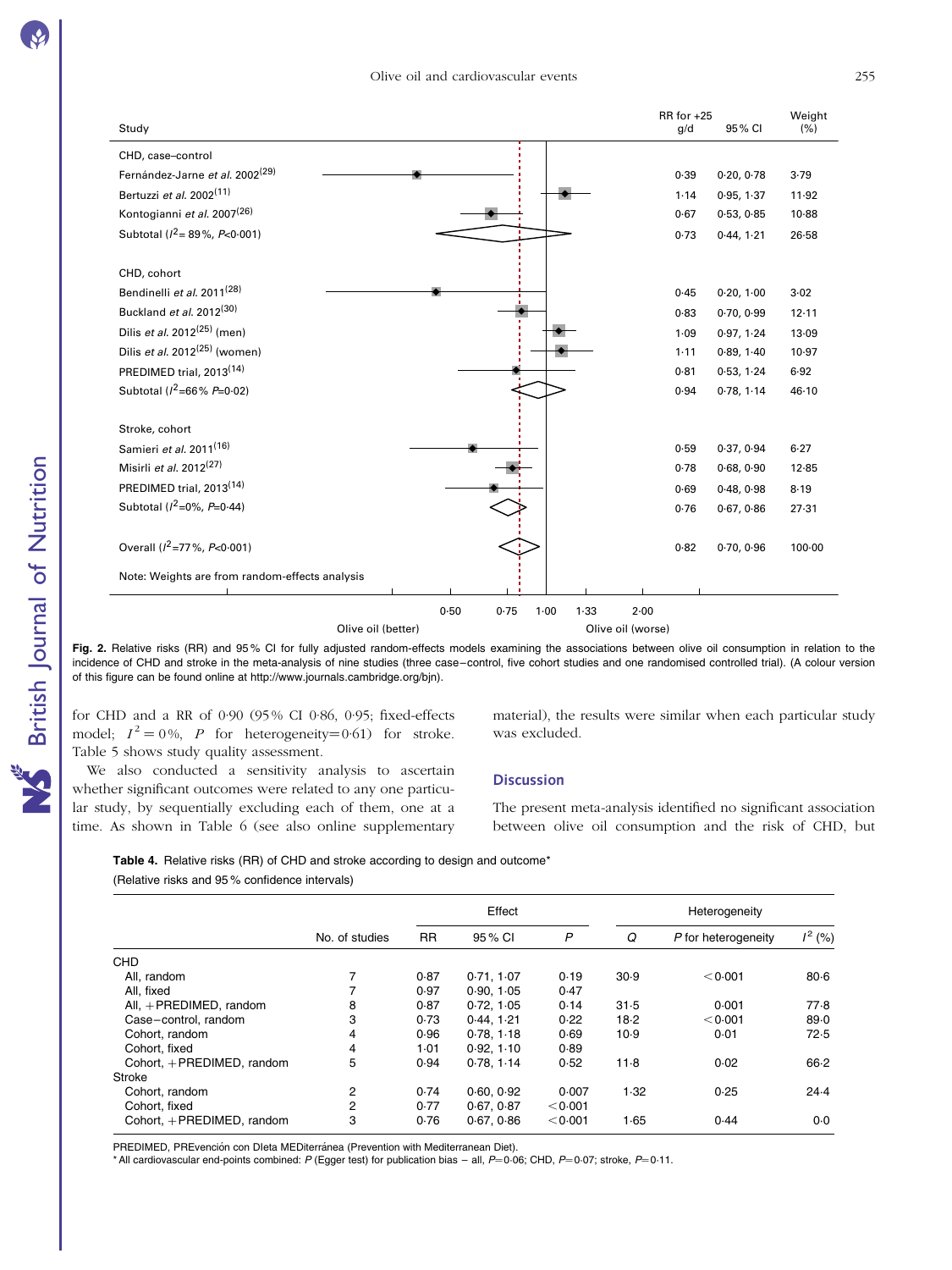| Study | RR for +25 g/d | 95 % CI | Weight (%) |
|---|---|---|---|
| CHD, case–control | | | |
| Fernández-Jarne *et al.* 2002[29] | 0·39 | 0·20, 0·78 | 3·79 |
| Bertuzzi *et al.* 2002[11] | 1·14 | 0·95, 1·37 | 11·92 |
| Kontogianni *et al.* 2007[26] | 0·67 | 0·53, 0·85 | 10·88 |
| Subtotal ($I^2$= 89 %, $P$<0·001) | 0·73 | 0·44, 1·21 | 26·58 |
| CHD, cohort | | | |
| Bendinelli *et al.* 2011[28] | 0·45 | 0·20, 1·00 | 3·02 |
| Buckland *et al.* 2012[30] | 0·83 | 0·70, 0·99 | 12·11 |
| Dilis *et al.* 2012[25] (men) | 1·09 | 0·97, 1·24 | 13·09 |
| Dilis *et al.* 2012[25] (women) | 1·11 | 0·89, 1·40 | 10·97 |
| PREDIMED trial, 2013[14] | 0·81 | 0·53, 1·24 | 6·92 |
| Subtotal ($I^2$=66 % $P$=0·02) | 0·94 | 0·78, 1·14 | 46·10 |
| Stroke, cohort | | | |
| Samieri *et al.* 2011[16] | 0·59 | 0·37, 0·94 | 6·27 |
| Misirli *et al.* 2012[27] | 0·78 | 0·68, 0·90 | 12·85 |
| PREDIMED trial, 2013[14] | 0·69 | 0·48, 0·98 | 8·19 |
| Subtotal ($I^2$=0%, $P$=0·44) | 0·76 | 0·67, 0·86 | 27·31 |
| Overall ($I^2$=77 %, $P$<0·001) | 0·82 | 0·70, 0·96 | 100·00 |

Note: Weights are from random-effects analysis

0·50 0·75 1·00 1·33 2·00

Olive oil (better) Olive oil (worse)

**Fig. 2.** Relative risks (RR) and 95 % CI for fully adjusted random-effects models examining the associations between olive oil consumption in relation to the incidence of CHD and stroke in the meta-analysis of nine studies (three case–control, five cohort studies and one randomised controlled trial). (A colour version of this figure can be found online at http://www.journals.cambridge.org/bjn).

for CHD and a RR of 0·90 (95 % CI 0·86, 0·95; fixed-effects model; $I^2 = 0$%, $P$ for heterogeneity=0·61) for stroke. Table 5 shows study quality assessment.

We also conducted a sensitivity analysis to ascertain whether significant outcomes were related to any one particular study, by sequentially excluding each of them, one at a time. As shown in Table 6 (see also online supplementary material), the results were similar when each particular study was excluded.

## Discussion

The present meta-analysis identified no significant association between olive oil consumption and the risk of CHD, but

**Table 4.** Relative risks (RR) of CHD and stroke according to design and outcome*

(Relative risks and 95 % confidence intervals)

| | No. of studies | Effect | | | Heterogeneity | | |
|---|---|---|---|---|---|---|---|
| | | RR | 95 % CI | $P$ | $Q$ | $P$ for heterogeneity | $I^2$ (%) |
| CHD | | | | | | | |
| All, random | 7 | 0·87 | 0·71, 1·07 | 0·19 | 30·9 | < 0·001 | 80·6 |
| All, fixed | 7 | 0·97 | 0·90, 1·05 | 0·47 | | | |
| All, +PREDIMED, random | 8 | 0·87 | 0·72, 1·05 | 0·14 | 31·5 | 0·001 | 77·8 |
| Case–control, random | 3 | 0·73 | 0·44, 1·21 | 0·22 | 18·2 | < 0·001 | 89·0 |
| Cohort, random | 4 | 0·96 | 0·78, 1·18 | 0·69 | 10·9 | 0·01 | 72·5 |
| Cohort, fixed | 4 | 1·01 | 0·92, 1·10 | 0·89 | | | |
| Cohort, +PREDIMED, random | 5 | 0·94 | 0·78, 1·14 | 0·52 | 11·8 | 0·02 | 66·2 |
| Stroke | | | | | | | |
| Cohort, random | 2 | 0·74 | 0·60, 0·92 | 0·007 | 1·32 | 0·25 | 24·4 |
| Cohort, fixed | 2 | 0·77 | 0·67, 0·87 | < 0·001 | | | |
| Cohort, +PREDIMED, random | 3 | 0·76 | 0·67, 0·86 | < 0·001 | 1·65 | 0·44 | 0·0 |

PREDIMED, PREvención con DIeta MEDiterránea (Prevention with Mediterranean Diet).

* All cardiovascular end-points combined: $P$ (Egger test) for publication bias – all, $P$=0·06; CHD, $P$=0·07; stroke, $P$=0·11.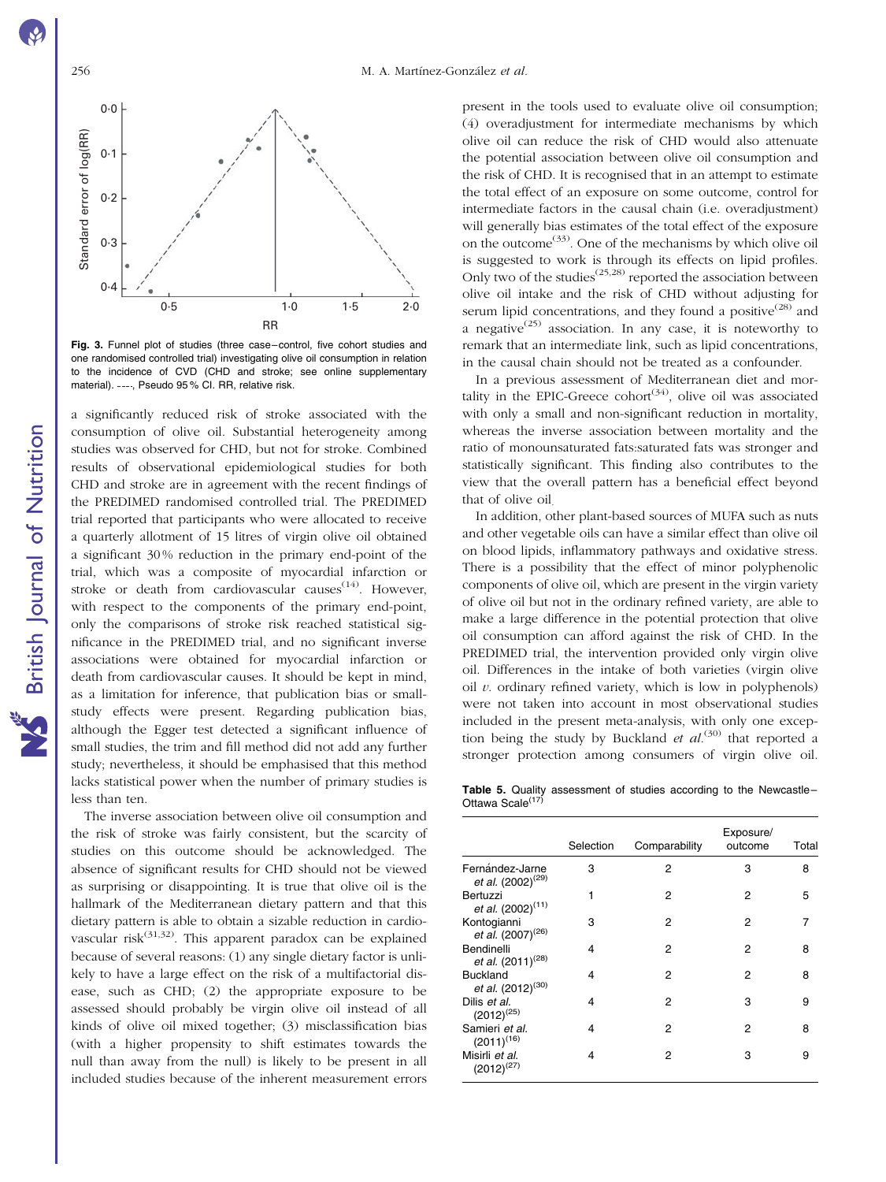Fig. 3. Funnel plot of studies (three case–control, five cohort studies and one randomised controlled trial) investigating olive oil consumption in relation to the incidence of CVD (CHD and stroke; see online supplementary material). ----, Pseudo 95 % CI. RR, relative risk.

a significantly reduced risk of stroke associated with the consumption of olive oil. Substantial heterogeneity among studies was observed for CHD, but not for stroke. Combined results of observational epidemiological studies for both CHD and stroke are in agreement with the recent findings of the PREDIMED randomised controlled trial. The PREDIMED trial reported that participants who were allocated to receive a quarterly allotment of 15 litres of virgin olive oil obtained a significant 30 % reduction in the primary end-point of the trial, which was a composite of myocardial infarction or stroke or death from cardiovascular causes[14]. However, with respect to the components of the primary end-point, only the comparisons of stroke risk reached statistical significance in the PREDIMED trial, and no significant inverse associations were obtained for myocardial infarction or death from cardiovascular causes. It should be kept in mind, as a limitation for inference, that publication bias or small-study effects were present. Regarding publication bias, although the Egger test detected a significant influence of small studies, the trim and fill method did not add any further study; nevertheless, it should be emphasised that this method lacks statistical power when the number of primary studies is less than ten.

The inverse association between olive oil consumption and the risk of stroke was fairly consistent, but the scarcity of studies on this outcome should be acknowledged. The absence of significant results for CHD should not be viewed as surprising or disappointing. It is true that olive oil is the hallmark of the Mediterranean dietary pattern and that this dietary pattern is able to obtain a sizable reduction in cardiovascular risk[31,32]. This apparent paradox can be explained because of several reasons: (1) any single dietary factor is unlikely to have a large effect on the risk of a multifactorial disease, such as CHD; (2) the appropriate exposure to be assessed should probably be virgin olive oil instead of all kinds of olive oil mixed together; (3) misclassification bias (with a higher propensity to shift estimates towards the null than away from the null) is likely to be present in all included studies because of the inherent measurement errors present in the tools used to evaluate olive oil consumption; (4) overadjustment for intermediate mechanisms by which olive oil can reduce the risk of CHD would also attenuate the potential association between olive oil consumption and the risk of CHD. It is recognised that in an attempt to estimate the total effect of an exposure on some outcome, control for intermediate factors in the causal chain (i.e. overadjustment) will generally bias estimates of the total effect of the exposure on the outcome[33]. One of the mechanisms by which olive oil is suggested to work is through its effects on lipid profiles. Only two of the studies[25,28] reported the association between olive oil intake and the risk of CHD without adjusting for serum lipid concentrations, and they found a positive[28] and a negative[25] association. In any case, it is noteworthy to remark that an intermediate link, such as lipid concentrations, in the causal chain should not be treated as a confounder.

In a previous assessment of Mediterranean diet and mortality in the EPIC-Greece cohort[34], olive oil was associated with only a small and non-significant reduction in mortality, whereas the inverse association between mortality and the ratio of monounsaturated fats:saturated fats was stronger and statistically significant. This finding also contributes to the view that the overall pattern has a beneficial effect beyond that of olive oil.

In addition, other plant-based sources of MUFA such as nuts and other vegetable oils can have a similar effect than olive oil on blood lipids, inflammatory pathways and oxidative stress. There is a possibility that the effect of minor polyphenolic components of olive oil, which are present in the virgin variety of olive oil but not in the ordinary refined variety, are able to make a large difference in the potential protection that olive oil consumption can afford against the risk of CHD. In the PREDIMED trial, the intervention provided only virgin olive oil. Differences in the intake of both varieties (virgin olive oil *v.* ordinary refined variety, which is low in polyphenols) were not taken into account in most observational studies included in the present meta-analysis, with only one exception being the study by Buckland *et al.*[30] that reported a stronger protection among consumers of virgin olive oil.

**Table 5.** Quality assessment of studies according to the Newcastle–Ottawa Scale[17]

| | Selection | Comparability | Exposure/ outcome | Total |
|---|---|---|---|---|
| Fernández-Jarne *et al.* (2002)[29] | 3 | 2 | 3 | 8 |
| Bertuzzi *et al.* (2002)[11] | 1 | 2 | 2 | 5 |
| Kontogianni *et al.* (2007)[26] | 3 | 2 | 2 | 7 |
| Bendinelli *et al.* (2011)[28] | 4 | 2 | 2 | 8 |
| Buckland *et al.* (2012)[30] | 4 | 2 | 2 | 8 |
| Dilis *et al.* (2012)[25] | 4 | 2 | 3 | 9 |
| Samieri *et al.* (2011)[16] | 4 | 2 | 2 | 8 |
| Misirli *et al.* (2012)[27] | 4 | 2 | 3 | 9 |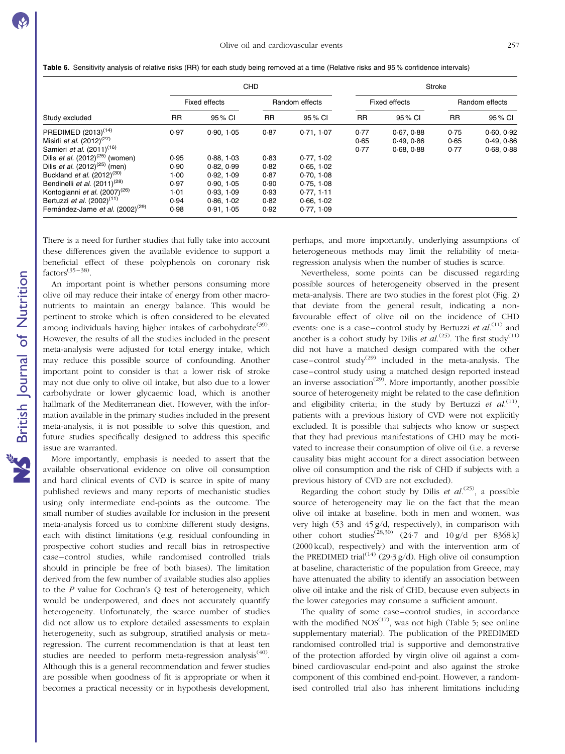**Table 6.** Sensitivity analysis of relative risks (RR) for each study being removed at a time (Relative risks and 95 % confidence intervals)

| | CHD | | | | Stroke | | | |
|---|---|---|---|---|---|---|---|---|
| | Fixed effects | | Random effects | | Fixed effects | | Random effects | |
| Study excluded | RR | 95 % CI | RR | 95 % CI | RR | 95 % CI | RR | 95 % CI |
| PREDIMED (2013)[14] | 0·97 | 0·90, 1·05 | 0·87 | 0·71, 1·07 | 0·77 | 0·67, 0·88 | 0·75 | 0·60, 0·92 |
| Misirli *et al.* (2012)[27] | | | | | 0·65 | 0·49, 0·86 | 0·65 | 0·49, 0·86 |
| Samieri *et al.* (2011)[16] | | | | | 0·77 | 0·68, 0·88 | 0·77 | 0·68, 0·88 |
| Dilis *et al.* (2012)[25] (women) | 0·95 | 0·88, 1·03 | 0·83 | 0·77, 1·02 | | | | |
| Dilis *et al.* (2012)[25] (men) | 0·90 | 0·82, 0·99 | 0·82 | 0·65, 1·02 | | | | |
| Buckland *et al.* (2012)[30] | 1·00 | 0·92, 1·09 | 0·87 | 0·70, 1·08 | | | | |
| Bendinelli *et al.* (2011)[28] | 0·97 | 0·90, 1·05 | 0·90 | 0·75, 1·08 | | | | |
| Kontogianni *et al.* (2007)[26] | 1·01 | 0·93, 1·09 | 0·93 | 0·77, 1·11 | | | | |
| Bertuzzi *et al.* (2002)[11] | 0·94 | 0·86, 1·02 | 0·82 | 0·66, 1·02 | | | | |
| Fernández-Jarne *et al.* (2002)[29] | 0·98 | 0·91, 1·05 | 0·92 | 0·77, 1·09 | | | | |

There is a need for further studies that fully take into account these differences given the available evidence to support a beneficial effect of these polyphenols on coronary risk factors[35–38].

An important point is whether persons consuming more olive oil may reduce their intake of energy from other macronutrients to maintain an energy balance. This would be pertinent to stroke which is often considered to be elevated among individuals having higher intakes of carbohydrate[39]. However, the results of all the studies included in the present meta-analysis were adjusted for total energy intake, which may reduce this possible source of confounding. Another important point to consider is that a lower risk of stroke may not due only to olive oil intake, but also due to a lower carbohydrate or lower glycaemic load, which is another hallmark of the Mediterranean diet. However, with the information available in the primary studies included in the present meta-analysis, it is not possible to solve this question, and future studies specifically designed to address this specific issue are warranted.

More importantly, emphasis is needed to assert that the available observational evidence on olive oil consumption and hard clinical events of CVD is scarce in spite of many published reviews and many reports of mechanistic studies using only intermediate end-points as the outcome. The small number of studies available for inclusion in the present meta-analysis forced us to combine different study designs, each with distinct limitations (e.g. residual confounding in prospective cohort studies and recall bias in retrospective case–control studies, while randomised controlled trials should in principle be free of both biases). The limitation derived from the few number of available studies also applies to the $P$ value for Cochran's Q test of heterogeneity, which would be underpowered, and does not accurately quantify heterogeneity. Unfortunately, the scarce number of studies did not allow us to explore detailed assessments to explain heterogeneity, such as subgroup, stratified analysis or meta-regression. The current recommendation is that at least ten studies are needed to perform meta-regression analysis[40]. Although this is a general recommendation and fewer studies are possible when goodness of fit is appropriate or when it becomes a practical necessity or in hypothesis development, perhaps, and more importantly, underlying assumptions of heterogeneous methods may limit the reliability of meta-regression analysis when the number of studies is scarce.

Nevertheless, some points can be discussed regarding possible sources of heterogeneity observed in the present meta-analysis. There are two studies in the forest plot (Fig. 2) that deviate from the general result, indicating a non-favourable effect of olive oil on the incidence of CHD events: one is a case–control study by Bertuzzi *et al.*[11] and another is a cohort study by Dilis *et al.*[25]. The first study[11] did not have a matched design compared with the other case–control study[29] included in the meta-analysis. The case–control study using a matched design reported instead an inverse association[29]. More importantly, another possible source of heterogeneity might be related to the case definition and eligibility criteria; in the study by Bertuzzi *et al.*[11], patients with a previous history of CVD were not explicitly excluded. It is possible that subjects who know or suspect that they had previous manifestations of CHD may be motivated to increase their consumption of olive oil (i.e. a reverse causality bias might account for a direct association between olive oil consumption and the risk of CHD if subjects with a previous history of CVD are not excluded).

Regarding the cohort study by Dilis *et al.*[25], a possible source of heterogeneity may lie on the fact that the mean olive oil intake at baseline, both in men and women, was very high (53 and 45 g/d, respectively), in comparison with other cohort studies[28,30] (24·7 and 10 g/d per 8368 kJ (2000 kcal), respectively) and with the intervention arm of the PREDIMED trial[14] (29·3 g/d). High olive oil consumption at baseline, characteristic of the population from Greece, may have attenuated the ability to identify an association between olive oil intake and the risk of CHD, because even subjects in the lower categories may consume a sufficient amount.

The quality of some case–control studies, in accordance with the modified NOS[17], was not high (Table 5; see online supplementary material). The publication of the PREDIMED randomised controlled trial is supportive and demonstrative of the protection afforded by virgin olive oil against a combined cardiovascular end-point and also against the stroke component of this combined end-point. However, a randomised controlled trial also has inherent limitations including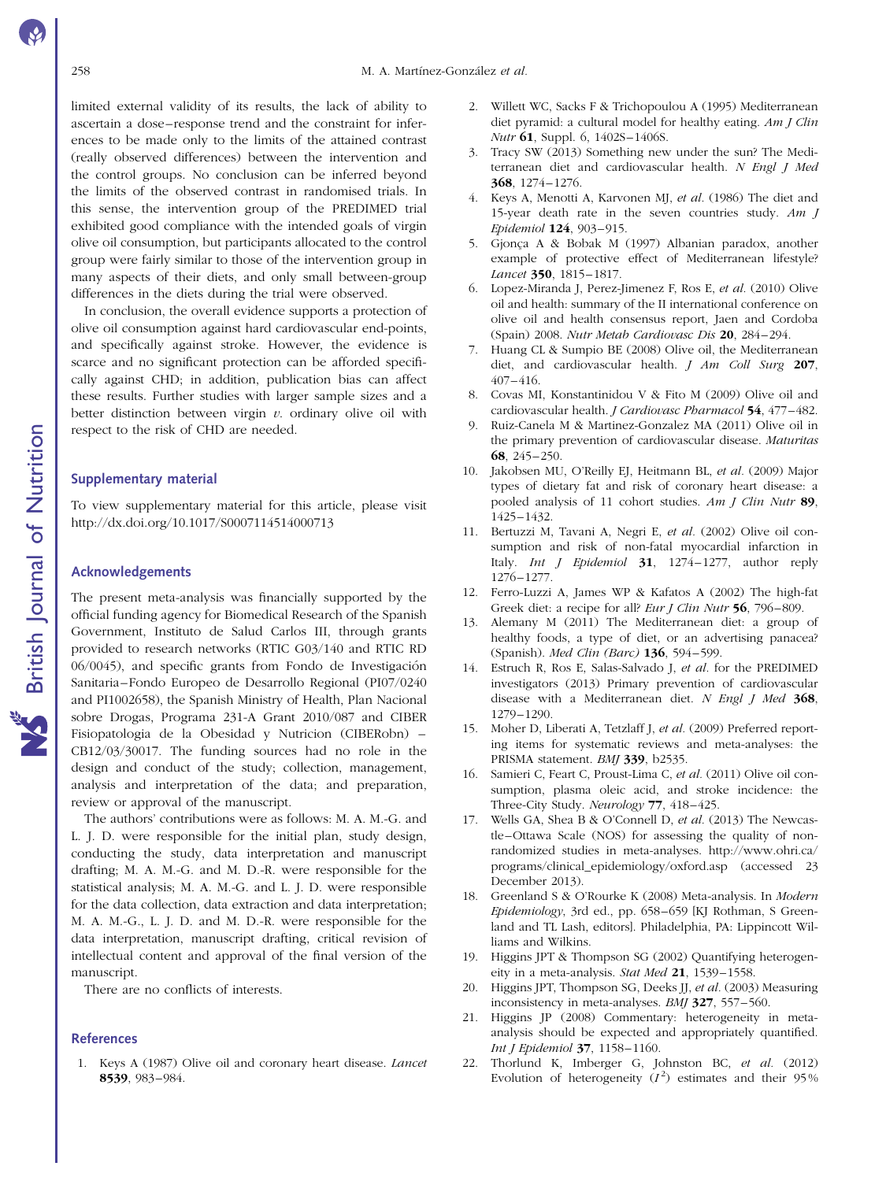limited external validity of its results, the lack of ability to ascertain a dose–response trend and the constraint for inferences to be made only to the limits of the attained contrast (really observed differences) between the intervention and the control groups. No conclusion can be inferred beyond the limits of the observed contrast in randomised trials. In this sense, the intervention group of the PREDIMED trial exhibited good compliance with the intended goals of virgin olive oil consumption, but participants allocated to the control group were fairly similar to those of the intervention group in many aspects of their diets, and only small between-group differences in the diets during the trial were observed.

In conclusion, the overall evidence supports a protection of olive oil consumption against hard cardiovascular end-points, and specifically against stroke. However, the evidence is scarce and no significant protection can be afforded specifically against CHD; in addition, publication bias can affect these results. Further studies with larger sample sizes and a better distinction between virgin *v.* ordinary olive oil with respect to the risk of CHD are needed.

## Supplementary material

To view supplementary material for this article, please visit http://dx.doi.org/10.1017/S0007114514000713

## Acknowledgements

The present meta-analysis was financially supported by the official funding agency for Biomedical Research of the Spanish Government, Instituto de Salud Carlos III, through grants provided to research networks (RTIC G03/140 and RTIC RD 06/0045), and specific grants from Fondo de Investigación Sanitaria–Fondo Europeo de Desarrollo Regional (PI07/0240 and PI1002658), the Spanish Ministry of Health, Plan Nacional sobre Drogas, Programa 231-A Grant 2010/087 and CIBER Fisiopatologia de la Obesidad y Nutricion (CIBERobn) – CB12/03/30017. The funding sources had no role in the design and conduct of the study; collection, management, analysis and interpretation of the data; and preparation, review or approval of the manuscript.

The authors' contributions were as follows: M. A. M.-G. and L. J. D. were responsible for the initial plan, study design, conducting the study, data interpretation and manuscript drafting; M. A. M.-G. and M. D.-R. were responsible for the statistical analysis; M. A. M.-G. and L. J. D. were responsible for the data collection, data extraction and data interpretation; M. A. M.-G., L. J. D. and M. D.-R. were responsible for the data interpretation, manuscript drafting, critical revision of intellectual content and approval of the final version of the manuscript.

There are no conflicts of interests.

## References

1. Keys A (1987) Olive oil and coronary heart disease. *Lancet* **8539**, 983–984.
2. Willett WC, Sacks F & Trichopoulou A (1995) Mediterranean diet pyramid: a cultural model for healthy eating. *Am J Clin Nutr* **61**, Suppl. 6, 1402S–1406S.
3. Tracy SW (2013) Something new under the sun? The Mediterranean diet and cardiovascular health. *N Engl J Med* **368**, 1274–1276.
4. Keys A, Menotti A, Karvonen MJ, *et al.* (1986) The diet and 15-year death rate in the seven countries study. *Am J Epidemiol* **124**, 903–915.
5. Gjonça A & Bobak M (1997) Albanian paradox, another example of protective effect of Mediterranean lifestyle? *Lancet* **350**, 1815–1817.
6. Lopez-Miranda J, Perez-Jimenez F, Ros E, *et al.* (2010) Olive oil and health: summary of the II international conference on olive oil and health consensus report, Jaen and Cordoba (Spain) 2008. *Nutr Metab Cardiovasc Dis* **20**, 284–294.
7. Huang CL & Sumpio BE (2008) Olive oil, the Mediterranean diet, and cardiovascular health. *J Am Coll Surg* **207**, 407–416.
8. Covas MI, Konstantinidou V & Fito M (2009) Olive oil and cardiovascular health. *J Cardiovasc Pharmacol* **54**, 477–482.
9. Ruiz-Canela M & Martinez-Gonzalez MA (2011) Olive oil in the primary prevention of cardiovascular disease. *Maturitas* **68**, 245–250.
10. Jakobsen MU, O'Reilly EJ, Heitmann BL, *et al.* (2009) Major types of dietary fat and risk of coronary heart disease: a pooled analysis of 11 cohort studies. *Am J Clin Nutr* **89**, 1425–1432.
11. Bertuzzi M, Tavani A, Negri E, *et al.* (2002) Olive oil consumption and risk of non-fatal myocardial infarction in Italy. *Int J Epidemiol* **31**, 1274–1277, author reply 1276–1277.
12. Ferro-Luzzi A, James WP & Kafatos A (2002) The high-fat Greek diet: a recipe for all? *Eur J Clin Nutr* **56**, 796–809.
13. Alemany M (2011) The Mediterranean diet: a group of healthy foods, a type of diet, or an advertising panacea? (Spanish). *Med Clin (Barc)* **136**, 594–599.
14. Estruch R, Ros E, Salas-Salvado J, *et al.* for the PREDIMED investigators (2013) Primary prevention of cardiovascular disease with a Mediterranean diet. *N Engl J Med* **368**, 1279–1290.
15. Moher D, Liberati A, Tetzlaff J, *et al.* (2009) Preferred reporting items for systematic reviews and meta-analyses: the PRISMA statement. *BMJ* **339**, b2535.
16. Samieri C, Feart C, Proust-Lima C, *et al.* (2011) Olive oil consumption, plasma oleic acid, and stroke incidence: the Three-City Study. *Neurology* **77**, 418–425.
17. Wells GA, Shea B & O'Connell D, *et al.* (2013) The Newcastle–Ottawa Scale (NOS) for assessing the quality of nonrandomized studies in meta-analyses. http://www.ohri.ca/programs/clinical_epidemiology/oxford.asp (accessed 23 December 2013).
18. Greenland S & O'Rourke K (2008) Meta-analysis. In *Modern Epidemiology*, 3rd ed., pp. 658–659 [KJ Rothman, S Greenland and TL Lash, editors]. Philadelphia, PA: Lippincott Williams and Wilkins.
19. Higgins JPT & Thompson SG (2002) Quantifying heterogeneity in a meta-analysis. *Stat Med* **21**, 1539–1558.
20. Higgins JPT, Thompson SG, Deeks JJ, *et al.* (2003) Measuring inconsistency in meta-analyses. *BMJ* **327**, 557–560.
21. Higgins JP (2008) Commentary: heterogeneity in meta-analysis should be expected and appropriately quantified. *Int J Epidemiol* **37**, 1158–1160.
22. Thorlund K, Imberger G, Johnston BC, *et al.* (2012) Evolution of heterogeneity ($I^2$) estimates and their 95%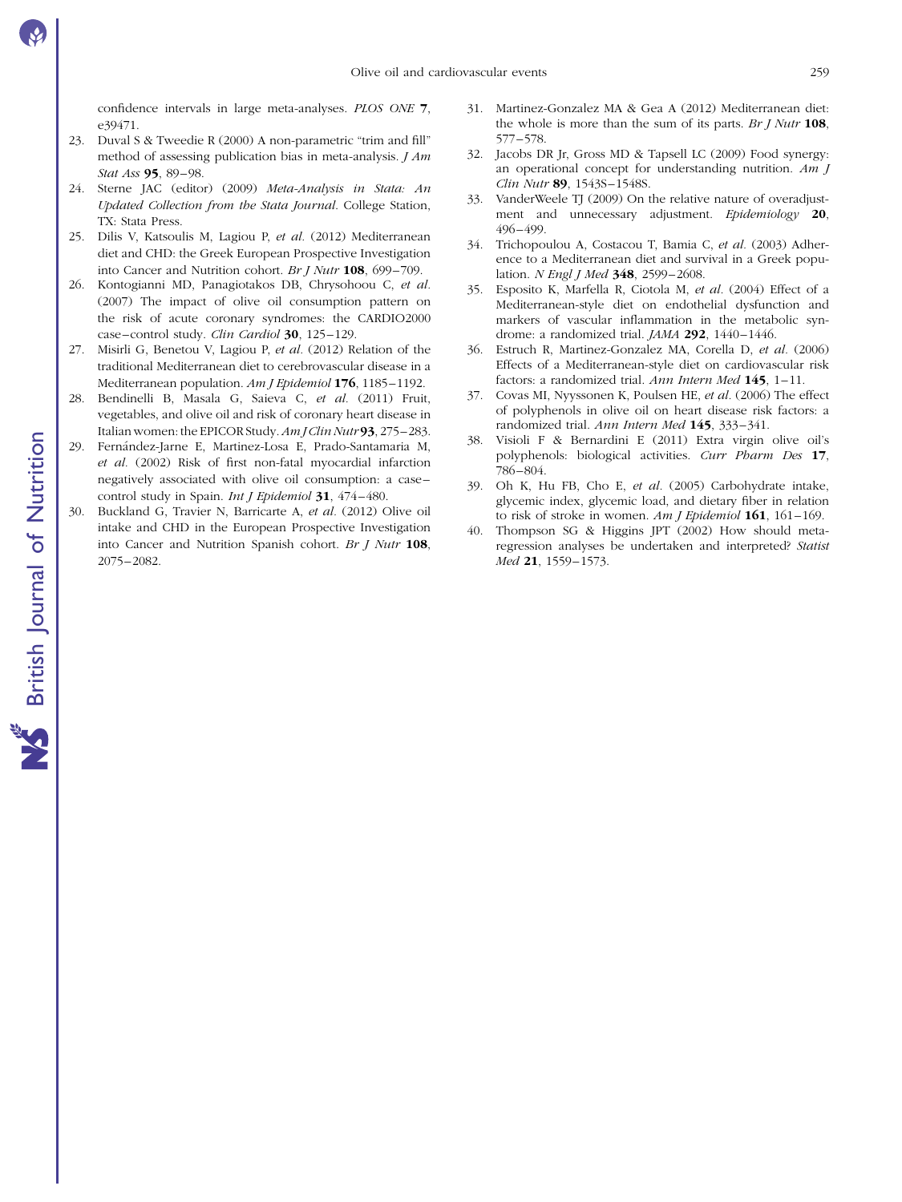confidence intervals in large meta-analyses. *PLOS ONE* **7**, e39471.

23. Duval S & Tweedie R (2000) A non-parametric "trim and fill" method of assessing publication bias in meta-analysis. *J Am Stat Ass* **95**, 89–98.
24. Sterne JAC (editor) (2009) *Meta-Analysis in Stata: An Updated Collection from the Stata Journal*. College Station, TX: Stata Press.
25. Dilis V, Katsoulis M, Lagiou P, *et al.* (2012) Mediterranean diet and CHD: the Greek European Prospective Investigation into Cancer and Nutrition cohort. *Br J Nutr* **108**, 699–709.
26. Kontogianni MD, Panagiotakos DB, Chrysohoou C, *et al.* (2007) The impact of olive oil consumption pattern on the risk of acute coronary syndromes: the CARDIO2000 case–control study. *Clin Cardiol* **30**, 125–129.
27. Misirli G, Benetou V, Lagiou P, *et al.* (2012) Relation of the traditional Mediterranean diet to cerebrovascular disease in a Mediterranean population. *Am J Epidemiol* **176**, 1185–1192.
28. Bendinelli B, Masala G, Saieva C, *et al.* (2011) Fruit, vegetables, and olive oil and risk of coronary heart disease in Italian women: the EPICOR Study. *Am J Clin Nutr* **93**, 275–283.
29. Fernández-Jarne E, Martinez-Losa E, Prado-Santamaria M, *et al.* (2002) Risk of first non-fatal myocardial infarction negatively associated with olive oil consumption: a case–control study in Spain. *Int J Epidemiol* **31**, 474–480.
30. Buckland G, Travier N, Barricarte A, *et al.* (2012) Olive oil intake and CHD in the European Prospective Investigation into Cancer and Nutrition Spanish cohort. *Br J Nutr* **108**, 2075–2082.
31. Martinez-Gonzalez MA & Gea A (2012) Mediterranean diet: the whole is more than the sum of its parts. *Br J Nutr* **108**, 577–578.
32. Jacobs DR Jr, Gross MD & Tapsell LC (2009) Food synergy: an operational concept for understanding nutrition. *Am J Clin Nutr* **89**, 1543S–1548S.
33. VanderWeele TJ (2009) On the relative nature of overadjustment and unnecessary adjustment. *Epidemiology* **20**, 496–499.
34. Trichopoulou A, Costacou T, Bamia C, *et al.* (2003) Adherence to a Mediterranean diet and survival in a Greek population. *N Engl J Med* **348**, 2599–2608.
35. Esposito K, Marfella R, Ciotola M, *et al.* (2004) Effect of a Mediterranean-style diet on endothelial dysfunction and markers of vascular inflammation in the metabolic syndrome: a randomized trial. *JAMA* **292**, 1440–1446.
36. Estruch R, Martinez-Gonzalez MA, Corella D, *et al.* (2006) Effects of a Mediterranean-style diet on cardiovascular risk factors: a randomized trial. *Ann Intern Med* **145**, 1–11.
37. Covas MI, Nyyssonen K, Poulsen HE, *et al.* (2006) The effect of polyphenols in olive oil on heart disease risk factors: a randomized trial. *Ann Intern Med* **145**, 333–341.
38. Visioli F & Bernardini E (2011) Extra virgin olive oil's polyphenols: biological activities. *Curr Pharm Des* **17**, 786–804.
39. Oh K, Hu FB, Cho E, *et al.* (2005) Carbohydrate intake, glycemic index, glycemic load, and dietary fiber in relation to risk of stroke in women. *Am J Epidemiol* **161**, 161–169.
40. Thompson SG & Higgins JPT (2002) How should meta-regression analyses be undertaken and interpreted? *Statist Med* **21**, 1559–1573.